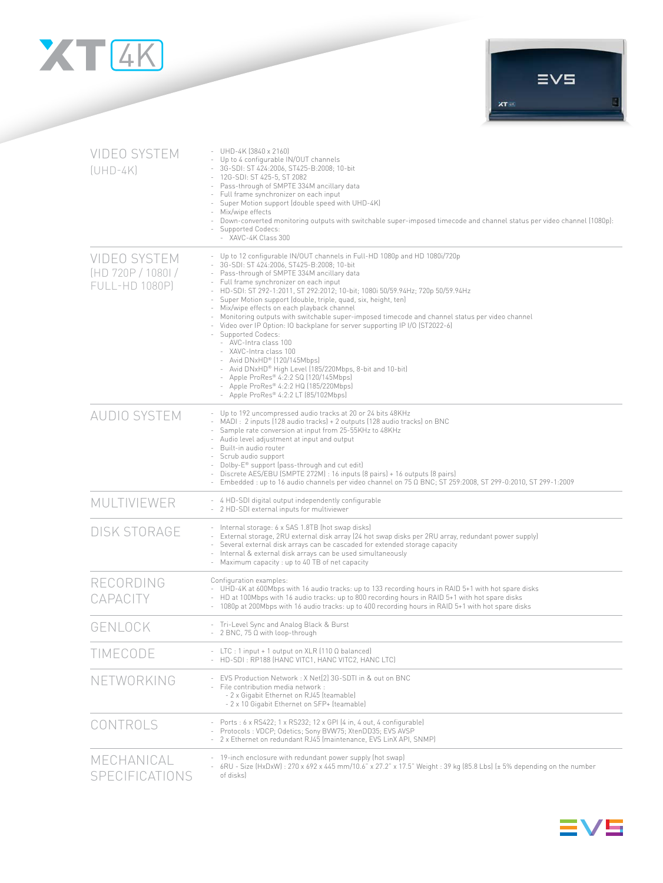# XT 4K

## VIDEO SYSTEM (UHD-4K)

- UHD-4K (3840 x 2160)
- Up to 4 configurable IN/OUT channels
- 3G-SDI: ST 424:2006, ST425-B:2008; 10-bit
- 12G-SDI: ST 425-5, ST 2082
- Pass-through of SMPTE 334M ancillary data
- Full frame synchronizer on each input
- Super Motion support (double speed with UHD-4K)
- Mix/wipe effects
- Down-converted monitoring outputs with switchable super-imposed timecode and channel status per video channel (1080p):
- Supported Codecs:
  - XAVC-4K Class 300

## VIDEO SYSTEM (HD 720P / 1080I / FULL-HD 1080P)

- Up to 12 configurable IN/OUT channels in Full-HD 1080p and HD 1080i/720p
- 3G-SDI: ST 424:2006, ST425-B:2008; 10-bit
- Pass-through of SMPTE 334M ancillary data
- Full frame synchronizer on each input
- HD-SDI: ST 292-1:2011, ST 292:2012; 10-bit; 1080i 50/59.94Hz; 720p 50/59.94Hz
- Super Motion support (double, triple, quad, six, height, ten)
- Mix/wipe effects on each playback channel
- Monitoring outputs with switchable super-imposed timecode and channel status per video channel
- Video over IP Option: IO backplane for server supporting IP I/O (ST2022-6)
- Supported Codecs:
  - AVC-Intra class 100
  - XAVC-Intra class 100
  - Avid DNxHD® (120/145Mbps)
  - Avid DNxHD® High Level (185/220Mbps, 8-bit and 10-bit)
  - Apple ProRes® 4:2:2 SQ (120/145Mbps)
  - Apple ProRes® 4:2:2 HQ (185/220Mbps)
  - Apple ProRes® 4:2:2 LT (85/102Mbps)

## AUDIO SYSTEM

- Up to 192 uncompressed audio tracks at 20 or 24 bits 48KHz
- MADI : 2 inputs (128 audio tracks) + 2 outputs (128 audio tracks) on BNC
- Sample rate conversion at input from 25-55KHz to 48KHz
- Audio level adjustment at input and output
- Built-in audio router
- Scrub audio support
- Dolby-E® support (pass-through and cut edit)
- Discrete AES/EBU (SMPTE 272M) : 16 inputs (8 pairs) + 16 outputs (8 pairs)
- Embedded : up to 16 audio channels per video channel on 75 Ω BNC; ST 259:2008, ST 299-0:2010, ST 299-1:2009

## MULTIVIEWER

- 4 HD-SDI digital output independently configurable
- 2 HD-SDI external inputs for multiviewer

## DISK STORAGE

- Internal storage: 6 x SAS 1.8TB (hot swap disks)
- External storage, 2RU external disk array (24 hot swap disks per 2RU array, redundant power supply)
- Several external disk arrays can be cascaded for extended storage capacity
- Internal & external disk arrays can be used simultaneously
- Maximum capacity : up to 40 TB of net capacity

## RECORDING CAPACITY

Configuration examples:

- UHD-4K at 600Mbps with 16 audio tracks: up to 133 recording hours in RAID 5+1 with hot spare disks
- HD at 100Mbps with 16 audio tracks: up to 800 recording hours in RAID 5+1 with hot spare disks
- 1080p at 200Mbps with 16 audio tracks: up to 400 recording hours in RAID 5+1 with hot spare disks

## GENLOCK

- Tri-Level Sync and Analog Black & Burst
- 2 BNC, 75 Ω with loop-through

## TIMECODE

- LTC : 1 input + 1 output on XLR (110 Ω balanced)
- HD-SDI : RP188 (HANC VITC1, HANC VITC2, HANC LTC)

## NETWORKING

- EVS Production Network : X Net[2] 3G-SDTI in & out on BNC
- File contribution media network :
  - 2 x Gigabit Ethernet on RJ45 (teamable)
  - 2 x 10 Gigabit Ethernet on SFP+ (teamable)

## CONTROLS

- Ports : 6 x RS422; 1 x RS232; 12 x GPI (4 in, 4 out, 4 configurable)
- Protocols : VDCP; Odetics; Sony BVW75; XtenDD35; EVS AVSP
- 2 x Ethernet on redundant RJ45 (maintenance, EVS LinX API, SNMP)

## MECHANICAL SPECIFICATIONS

- 19-inch enclosure with redundant power supply (hot swap)
- 6RU - Size (HxDxW) : 270 x 692 x 445 mm/10.6" x 27.2" x 17.5" Weight : 39 kg (85.8 Lbs) (± 5% depending on the number of disks)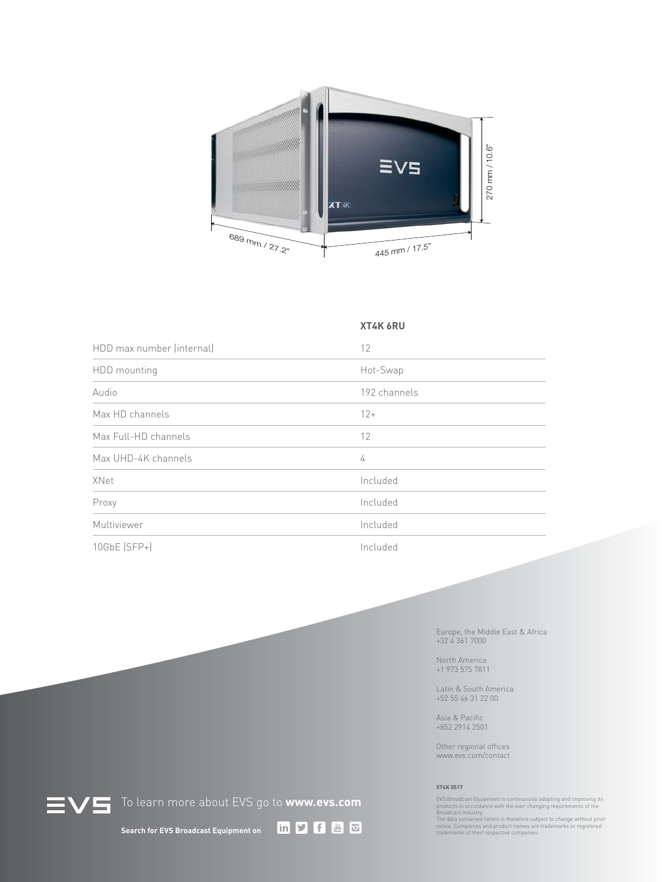689 mm / 27.2"

445 mm / 17.5"

270 mm / 10.6"

| | XT4K 6RU |
|---|---|
| HDD max number (internal) | 12 |
| HDD mounting | Hot-Swap |
| Audio | 192 channels |
| Max HD channels | 12+ |
| Max Full-HD channels | 12 |
| Max UHD-4K channels | 4 |
| XNet | Included |
| Proxy | Included |
| Multiviewer | Included |
| 10GbE (SFP+) | Included |

Europe, the Middle East & Africa
+32 4 361 7000

North America
+1 973 575 7811

Latin & South America
+52 55 46 31 22 00

Asia & Pacific
+852 2914 2501

Other regional offices
www.evs.com/contact

**XT4K 0517**

EVS Broadcast Equipment is continuously adapting and improving its products in accordance with the ever changing requirements of the Broadcast Industry.
The data contained herein is therefore subject to change without prior notice. Companies and product names are trademarks or registered trademarks of their respective companies.

To learn more about EVS go to **www.evs.com**

**Search for EVS Broadcast Equipment on**